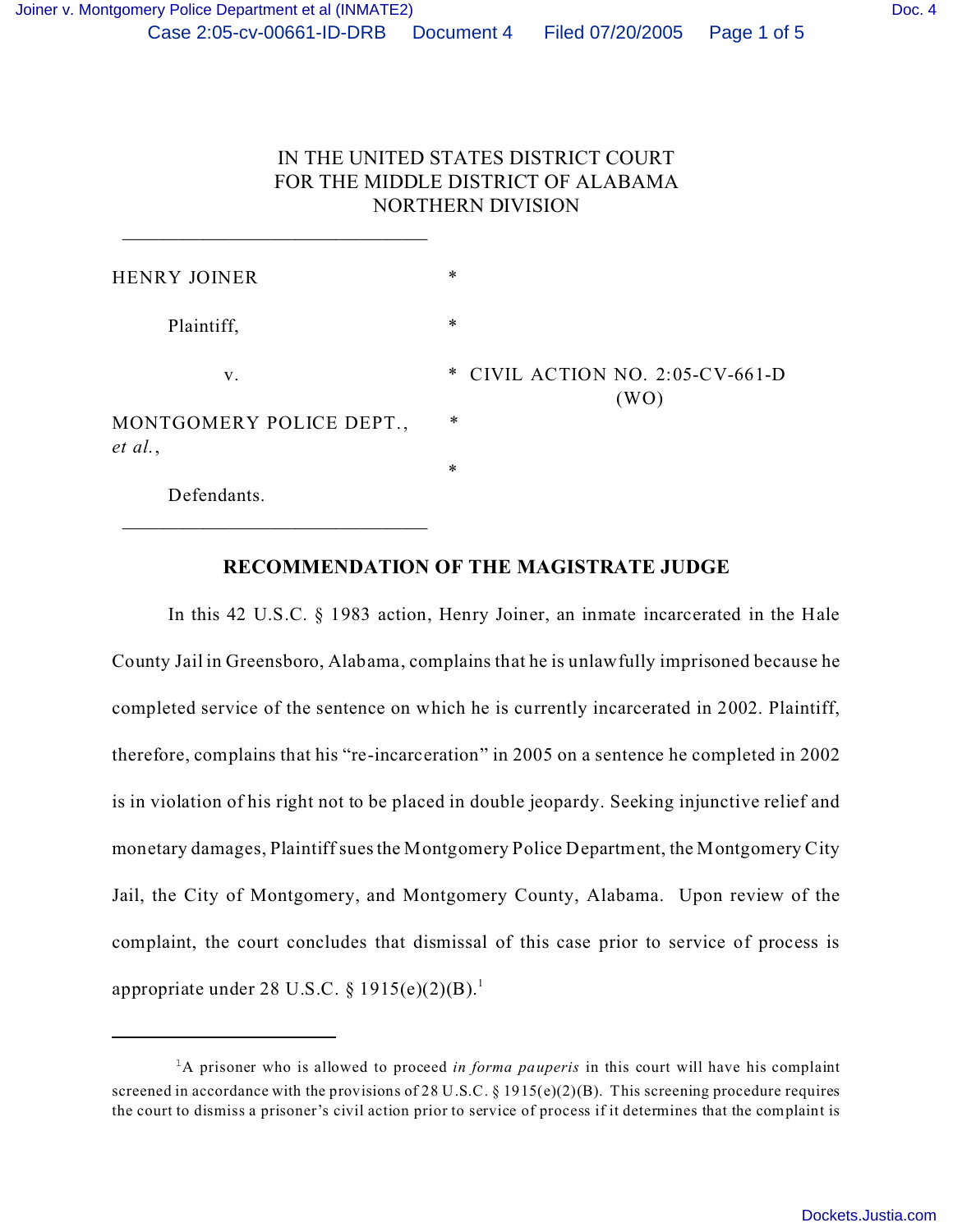IN THE UNITED STATES DISTRICT COURT
FOR THE MIDDLE DISTRICT OF ALABAMA
NORTHERN DIVISION

______________________________

| | | |
|---|---|---|
| HENRY JOINER | * | |
| Plaintiff, | * | |
| v. | * | CIVIL ACTION NO. 2:05-CV-661-D (WO) |
| MONTGOMERY POLICE DEPT., *et al.*, | * | |
| | * | |
| Defendants. | | |

______________________________

## RECOMMENDATION OF THE MAGISTRATE JUDGE

In this 42 U.S.C. § 1983 action, Henry Joiner, an inmate incarcerated in the Hale County Jail in Greensboro, Alabama, complains that he is unlawfully imprisoned because he completed service of the sentence on which he is currently incarcerated in 2002. Plaintiff, therefore, complains that his "re-incarceration" in 2005 on a sentence he completed in 2002 is in violation of his right not to be placed in double jeopardy. Seeking injunctive relief and monetary damages, Plaintiff sues the Montgomery Police Department, the Montgomery City Jail, the City of Montgomery, and Montgomery County, Alabama. Upon review of the complaint, the court concludes that dismissal of this case prior to service of process is appropriate under 28 U.S.C. § 1915(e)(2)(B).[1]

---

[1]A prisoner who is allowed to proceed *in forma pauperis* in this court will have his complaint screened in accordance with the provisions of 28 U.S.C. § 1915(e)(2)(B). This screening procedure requires the court to dismiss a prisoner's civil action prior to service of process if it determines that the complaint is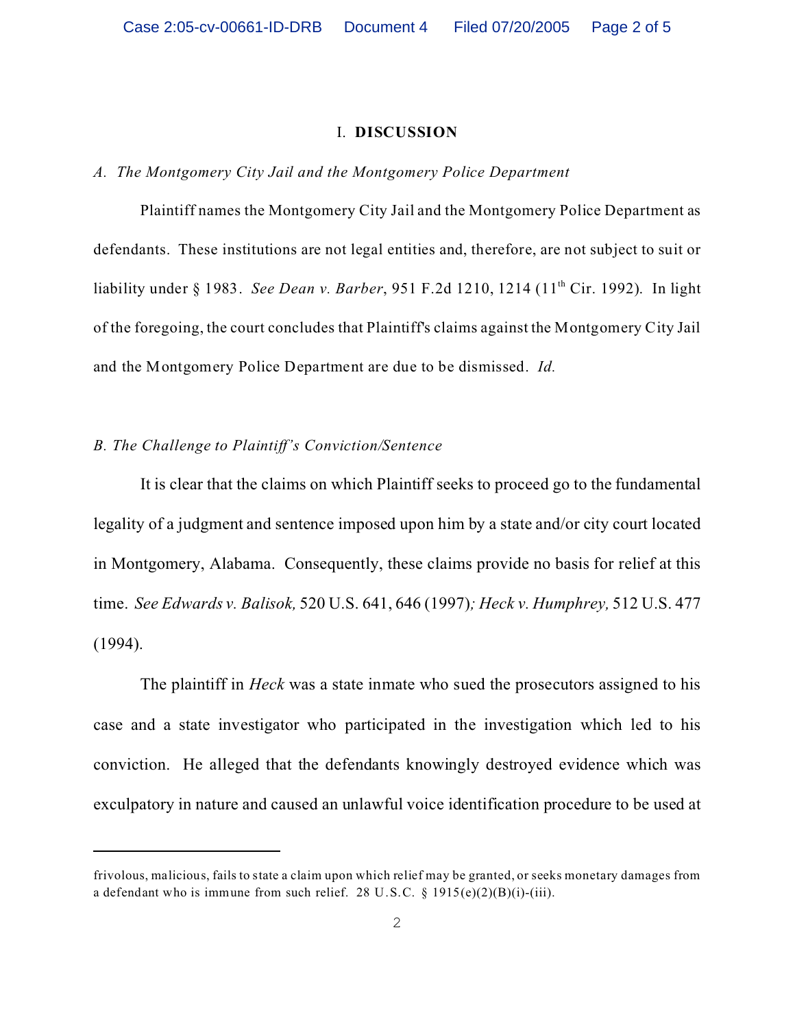# I. DISCUSSION

*A. The Montgomery City Jail and the Montgomery Police Department*

Plaintiff names the Montgomery City Jail and the Montgomery Police Department as defendants. These institutions are not legal entities and, therefore, are not subject to suit or liability under § 1983. *See Dean v. Barber*, 951 F.2d 1210, 1214 (11th Cir. 1992). In light of the foregoing, the court concludes that Plaintiff's claims against the Montgomery City Jail and the Montgomery Police Department are due to be dismissed. *Id.*

*B. The Challenge to Plaintiff's Conviction/Sentence*

It is clear that the claims on which Plaintiff seeks to proceed go to the fundamental legality of a judgment and sentence imposed upon him by a state and/or city court located in Montgomery, Alabama. Consequently, these claims provide no basis for relief at this time. *See Edwards v. Balisok,* 520 U.S. 641, 646 (1997)*; Heck v. Humphrey,* 512 U.S. 477 (1994).

The plaintiff in *Heck* was a state inmate who sued the prosecutors assigned to his case and a state investigator who participated in the investigation which led to his conviction. He alleged that the defendants knowingly destroyed evidence which was exculpatory in nature and caused an unlawful voice identification procedure to be used at

---

frivolous, malicious, fails to state a claim upon which relief may be granted, or seeks monetary damages from a defendant who is immune from such relief. 28 U.S.C. § 1915(e)(2)(B)(i)-(iii).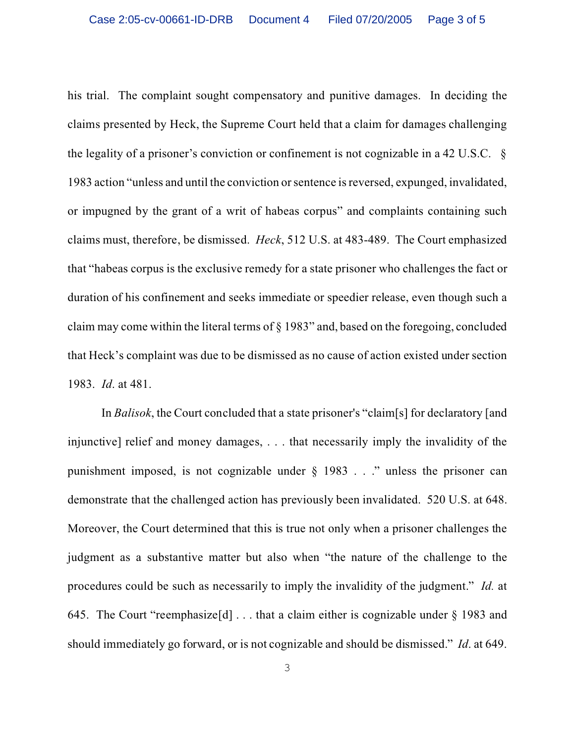his trial. The complaint sought compensatory and punitive damages. In deciding the claims presented by Heck, the Supreme Court held that a claim for damages challenging the legality of a prisoner's conviction or confinement is not cognizable in a 42 U.S.C. § 1983 action "unless and until the conviction or sentence is reversed, expunged, invalidated, or impugned by the grant of a writ of habeas corpus" and complaints containing such claims must, therefore, be dismissed. *Heck*, 512 U.S. at 483-489. The Court emphasized that "habeas corpus is the exclusive remedy for a state prisoner who challenges the fact or duration of his confinement and seeks immediate or speedier release, even though such a claim may come within the literal terms of § 1983" and, based on the foregoing, concluded that Heck's complaint was due to be dismissed as no cause of action existed under section 1983. *Id*. at 481.

In *Balisok*, the Court concluded that a state prisoner's "claim[s] for declaratory [and injunctive] relief and money damages, . . . that necessarily imply the invalidity of the punishment imposed, is not cognizable under § 1983 . . ." unless the prisoner can demonstrate that the challenged action has previously been invalidated. 520 U.S. at 648. Moreover, the Court determined that this is true not only when a prisoner challenges the judgment as a substantive matter but also when "the nature of the challenge to the procedures could be such as necessarily to imply the invalidity of the judgment." *Id.* at 645. The Court "reemphasize[d] . . . that a claim either is cognizable under § 1983 and should immediately go forward, or is not cognizable and should be dismissed." *Id*. at 649.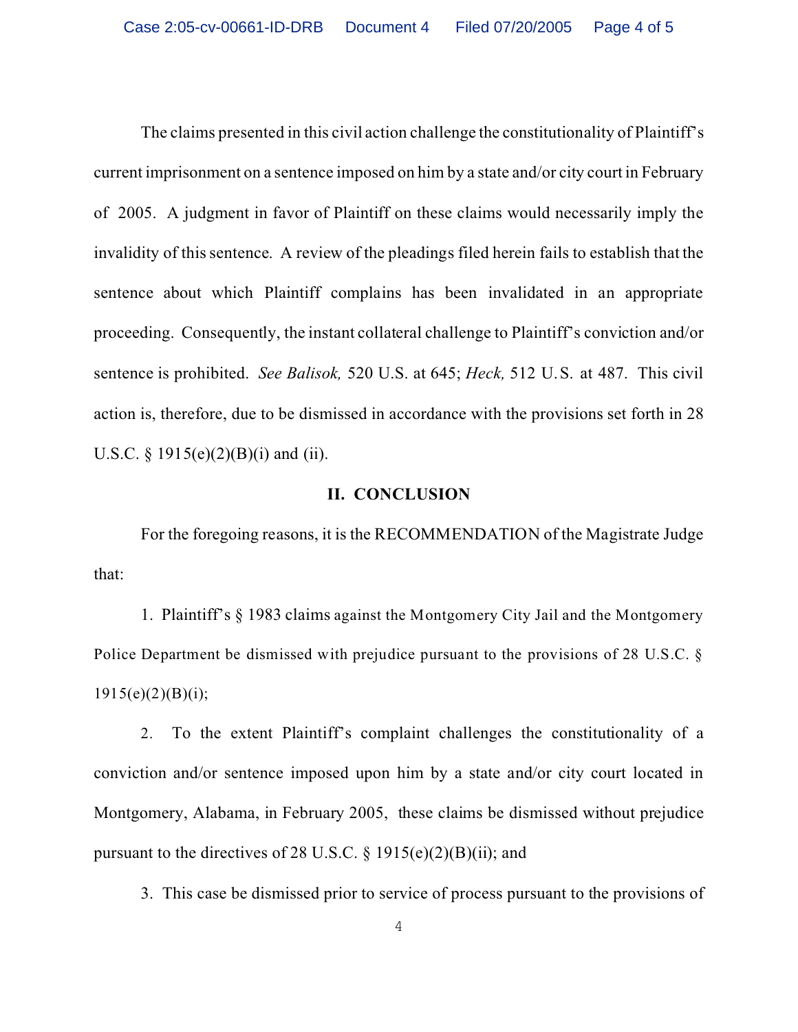The claims presented in this civil action challenge the constitutionality of Plaintiff's current imprisonment on a sentence imposed on him by a state and/or city court in February of 2005. A judgment in favor of Plaintiff on these claims would necessarily imply the invalidity of this sentence. A review of the pleadings filed herein fails to establish that the sentence about which Plaintiff complains has been invalidated in an appropriate proceeding. Consequently, the instant collateral challenge to Plaintiff's conviction and/or sentence is prohibited. *See Balisok,* 520 U.S. at 645; *Heck,* 512 U.S. at 487. This civil action is, therefore, due to be dismissed in accordance with the provisions set forth in 28 U.S.C. § 1915(e)(2)(B)(i) and (ii).

## II. CONCLUSION

For the foregoing reasons, it is the RECOMMENDATION of the Magistrate Judge that:

1. Plaintiff's § 1983 claims against the Montgomery City Jail and the Montgomery Police Department be dismissed with prejudice pursuant to the provisions of 28 U.S.C. § 1915(e)(2)(B)(i);

2. To the extent Plaintiff's complaint challenges the constitutionality of a conviction and/or sentence imposed upon him by a state and/or city court located in Montgomery, Alabama, in February 2005, these claims be dismissed without prejudice pursuant to the directives of 28 U.S.C. § 1915(e)(2)(B)(ii); and

3. This case be dismissed prior to service of process pursuant to the provisions of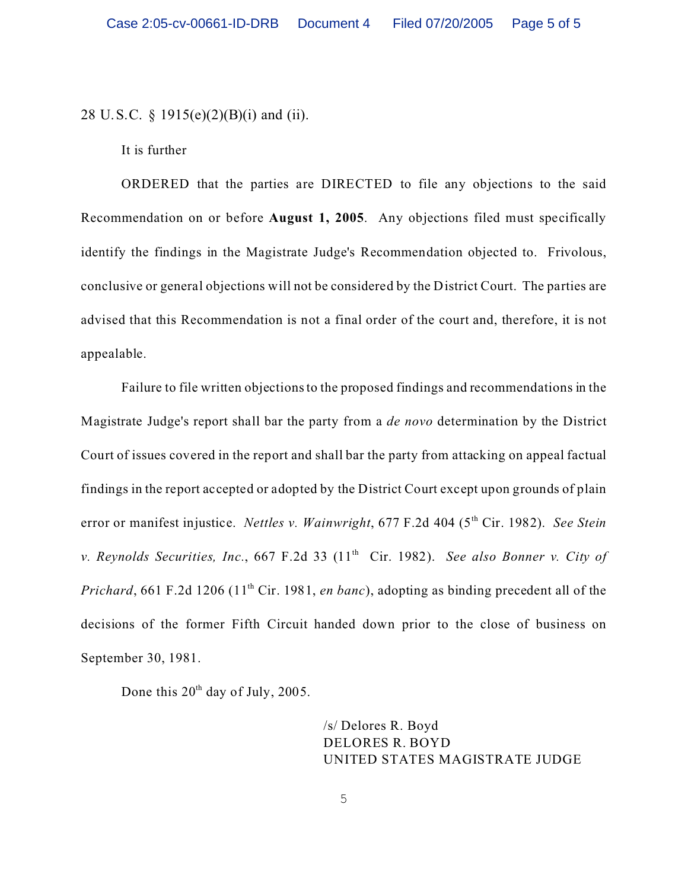28 U.S.C. § 1915(e)(2)(B)(i) and (ii).

It is further

ORDERED that the parties are DIRECTED to file any objections to the said Recommendation on or before **August 1, 2005**. Any objections filed must specifically identify the findings in the Magistrate Judge's Recommendation objected to. Frivolous, conclusive or general objections will not be considered by the District Court. The parties are advised that this Recommendation is not a final order of the court and, therefore, it is not appealable.

Failure to file written objections to the proposed findings and recommendations in the Magistrate Judge's report shall bar the party from a *de novo* determination by the District Court of issues covered in the report and shall bar the party from attacking on appeal factual findings in the report accepted or adopted by the District Court except upon grounds of plain error or manifest injustice. *Nettles v. Wainwright*, 677 F.2d 404 (5th Cir. 1982). *See Stein v. Reynolds Securities, Inc.*, 667 F.2d 33 (11th Cir. 1982). *See also Bonner v. City of Prichard*, 661 F.2d 1206 (11th Cir. 1981, *en banc*), adopting as binding precedent all of the decisions of the former Fifth Circuit handed down prior to the close of business on September 30, 1981.

Done this 20th day of July, 2005.

/s/ Delores R. Boyd
DELORES R. BOYD
UNITED STATES MAGISTRATE JUDGE